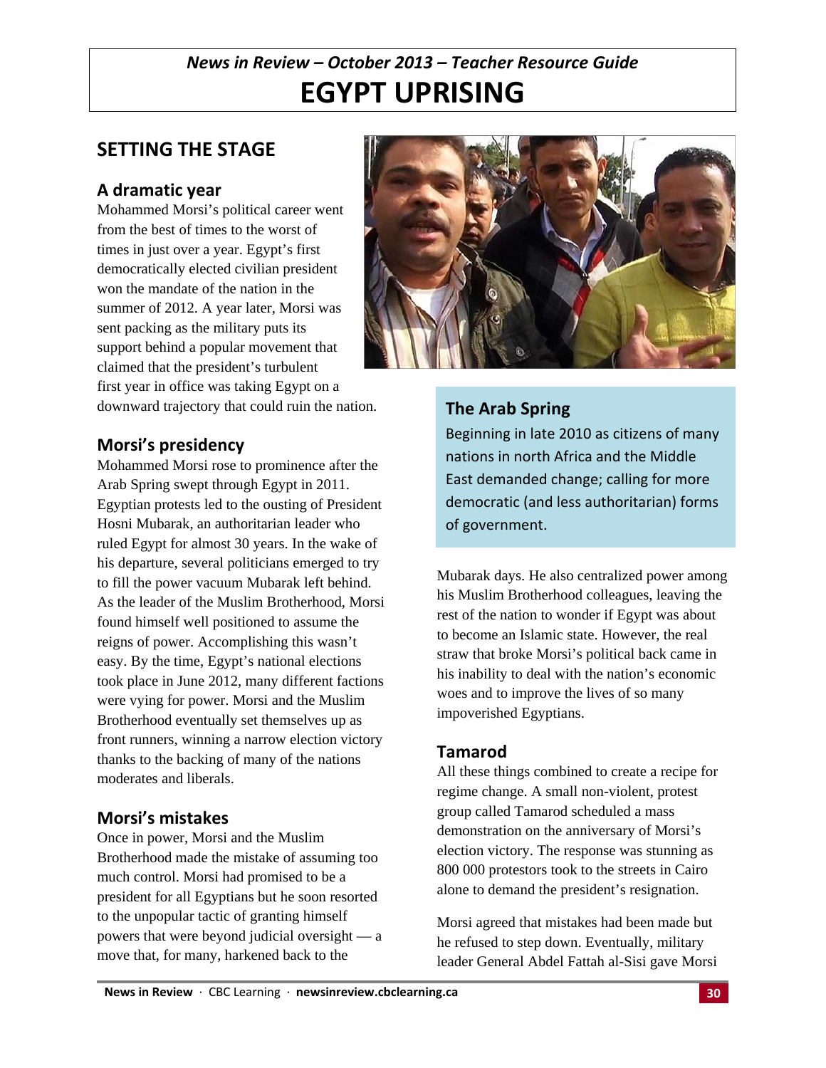*News in Review – October 2013 – Teacher Resource Guide*

# EGYPT UPRISING

## SETTING THE STAGE

### A dramatic year

Mohammed Morsi's political career went from the best of times to the worst of times in just over a year. Egypt's first democratically elected civilian president won the mandate of the nation in the summer of 2012. A year later, Morsi was sent packing as the military puts its support behind a popular movement that claimed that the president's turbulent first year in office was taking Egypt on a downward trajectory that could ruin the nation.

### Morsi's presidency

Mohammed Morsi rose to prominence after the Arab Spring swept through Egypt in 2011. Egyptian protests led to the ousting of President Hosni Mubarak, an authoritarian leader who ruled Egypt for almost 30 years. In the wake of his departure, several politicians emerged to try to fill the power vacuum Mubarak left behind. As the leader of the Muslim Brotherhood, Morsi found himself well positioned to assume the reigns of power. Accomplishing this wasn't easy. By the time, Egypt's national elections took place in June 2012, many different factions were vying for power. Morsi and the Muslim Brotherhood eventually set themselves up as front runners, winning a narrow election victory thanks to the backing of many of the nations moderates and liberals.

### Morsi's mistakes

Once in power, Morsi and the Muslim Brotherhood made the mistake of assuming too much control. Morsi had promised to be a president for all Egyptians but he soon resorted to the unpopular tactic of granting himself powers that were beyond judicial oversight — a move that, for many, harkened back to the Mubarak days. He also centralized power among his Muslim Brotherhood colleagues, leaving the rest of the nation to wonder if Egypt was about to become an Islamic state. However, the real straw that broke Morsi's political back came in his inability to deal with the nation's economic woes and to improve the lives of so many impoverished Egyptians.

> **The Arab Spring**
>
> Beginning in late 2010 as citizens of many nations in north Africa and the Middle East demanded change; calling for more democratic (and less authoritarian) forms of government.

### Tamarod

All these things combined to create a recipe for regime change. A small non-violent, protest group called Tamarod scheduled a mass demonstration on the anniversary of Morsi's election victory. The response was stunning as 800 000 protestors took to the streets in Cairo alone to demand the president's resignation.

Morsi agreed that mistakes had been made but he refused to step down. Eventually, military leader General Abdel Fattah al-Sisi gave Morsi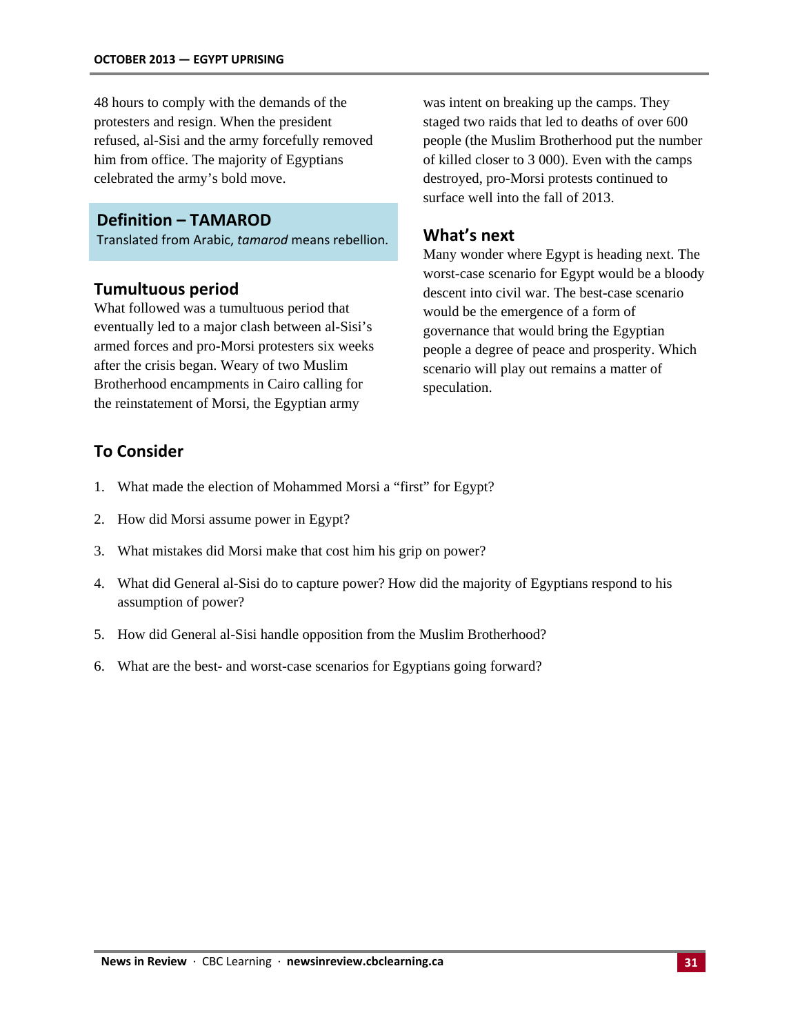48 hours to comply with the demands of the protesters and resign. When the president refused, al-Sisi and the army forcefully removed him from office. The majority of Egyptians celebrated the army's bold move.

**Definition – TAMAROD**
Translated from Arabic, *tamarod* means rebellion.

## Tumultuous period

What followed was a tumultuous period that eventually led to a major clash between al-Sisi's armed forces and pro-Morsi protesters six weeks after the crisis began. Weary of two Muslim Brotherhood encampments in Cairo calling for the reinstatement of Morsi, the Egyptian army was intent on breaking up the camps. They staged two raids that led to deaths of over 600 people (the Muslim Brotherhood put the number of killed closer to 3 000). Even with the camps destroyed, pro-Morsi protests continued to surface well into the fall of 2013.

## What's next

Many wonder where Egypt is heading next. The worst-case scenario for Egypt would be a bloody descent into civil war. The best-case scenario would be the emergence of a form of governance that would bring the Egyptian people a degree of peace and prosperity. Which scenario will play out remains a matter of speculation.

## To Consider

1. What made the election of Mohammed Morsi a "first" for Egypt?
2. How did Morsi assume power in Egypt?
3. What mistakes did Morsi make that cost him his grip on power?
4. What did General al-Sisi do to capture power? How did the majority of Egyptians respond to his assumption of power?
5. How did General al-Sisi handle opposition from the Muslim Brotherhood?
6. What are the best- and worst-case scenarios for Egyptians going forward?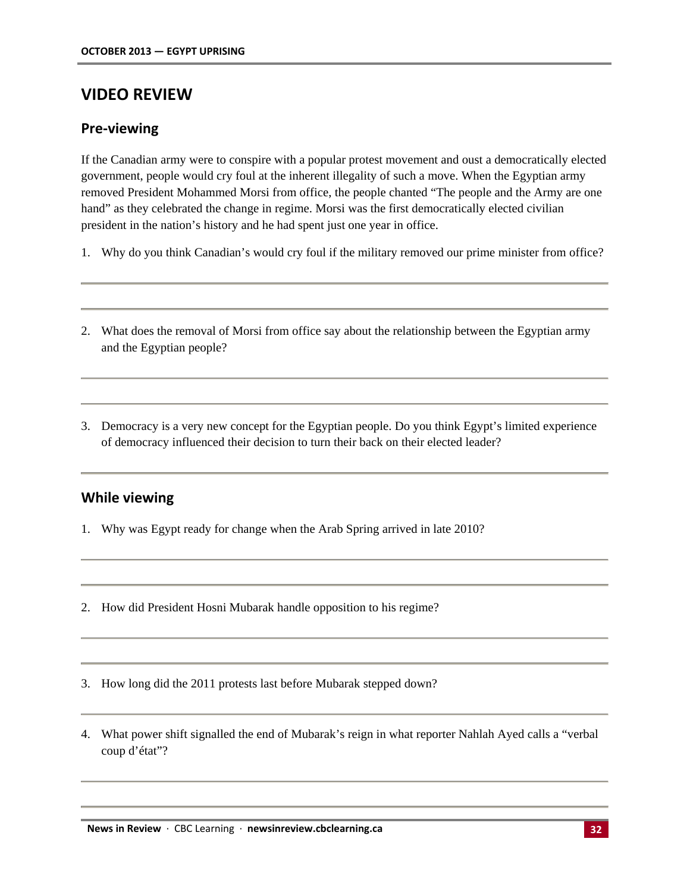## VIDEO REVIEW

### Pre-viewing

If the Canadian army were to conspire with a popular protest movement and oust a democratically elected government, people would cry foul at the inherent illegality of such a move. When the Egyptian army removed President Mohammed Morsi from office, the people chanted "The people and the Army are one hand" as they celebrated the change in regime. Morsi was the first democratically elected civilian president in the nation's history and he had spent just one year in office.

1. Why do you think Canadian's would cry foul if the military removed our prime minister from office?

2. What does the removal of Morsi from office say about the relationship between the Egyptian army and the Egyptian people?

3. Democracy is a very new concept for the Egyptian people. Do you think Egypt's limited experience of democracy influenced their decision to turn their back on their elected leader?

### While viewing

1. Why was Egypt ready for change when the Arab Spring arrived in late 2010?

2. How did President Hosni Mubarak handle opposition to his regime?

3. How long did the 2011 protests last before Mubarak stepped down?

4. What power shift signalled the end of Mubarak's reign in what reporter Nahlah Ayed calls a "verbal coup d'état"?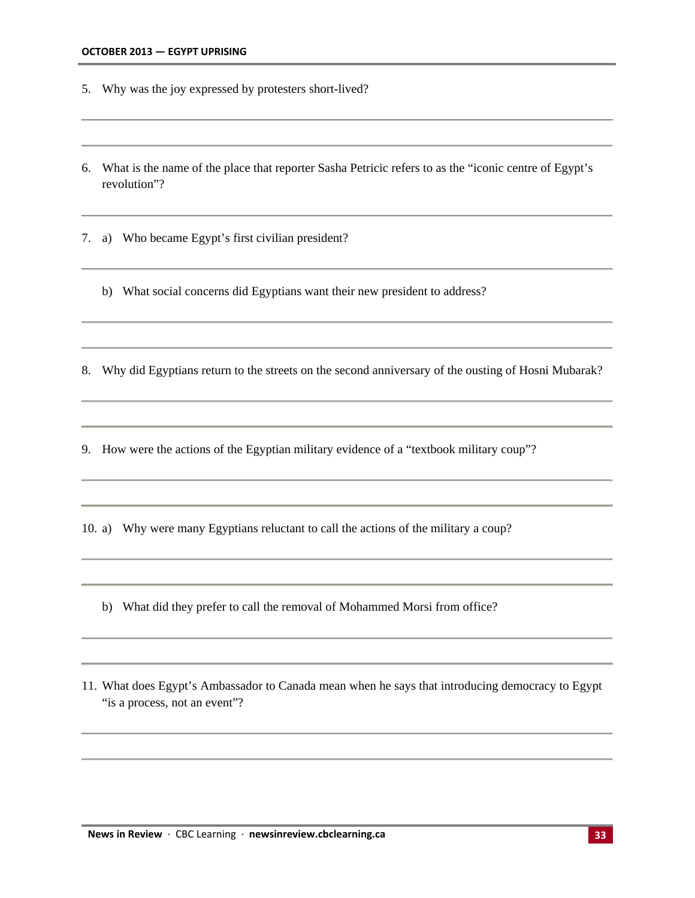5. Why was the joy expressed by protesters short-lived?

6. What is the name of the place that reporter Sasha Petricic refers to as the "iconic centre of Egypt's revolution"?

7. a) Who became Egypt's first civilian president?

   b) What social concerns did Egyptians want their new president to address?

8. Why did Egyptians return to the streets on the second anniversary of the ousting of Hosni Mubarak?

9. How were the actions of the Egyptian military evidence of a "textbook military coup"?

10. a) Why were many Egyptians reluctant to call the actions of the military a coup?

    b) What did they prefer to call the removal of Mohammed Morsi from office?

11. What does Egypt's Ambassador to Canada mean when he says that introducing democracy to Egypt "is a process, not an event"?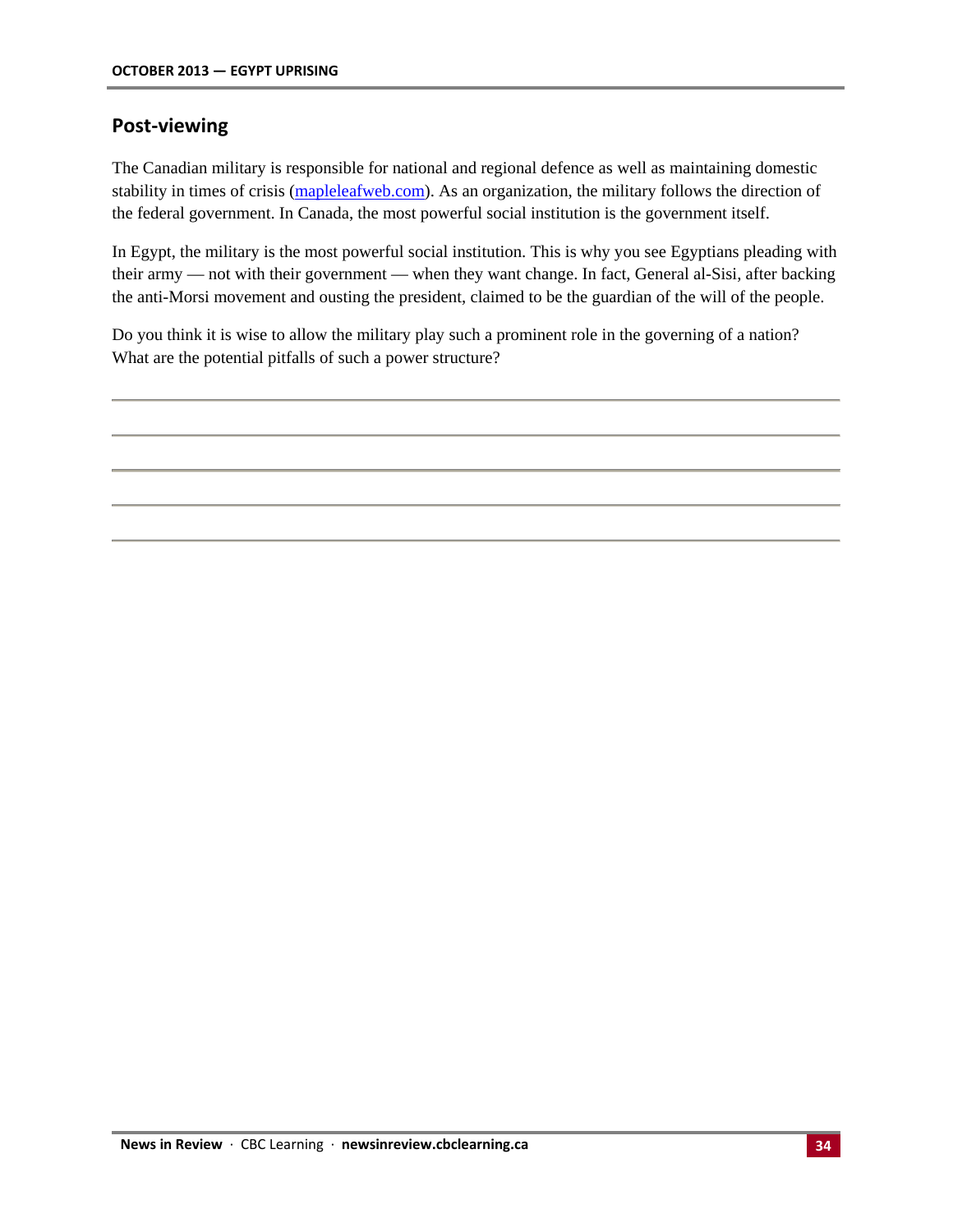## Post-viewing

The Canadian military is responsible for national and regional defence as well as maintaining domestic stability in times of crisis ([mapleleafweb.com](mapleleafweb.com)). As an organization, the military follows the direction of the federal government. In Canada, the most powerful social institution is the government itself.

In Egypt, the military is the most powerful social institution. This is why you see Egyptians pleading with their army — not with their government — when they want change. In fact, General al-Sisi, after backing the anti-Morsi movement and ousting the president, claimed to be the guardian of the will of the people.

Do you think it is wise to allow the military play such a prominent role in the governing of a nation? What are the potential pitfalls of such a power structure?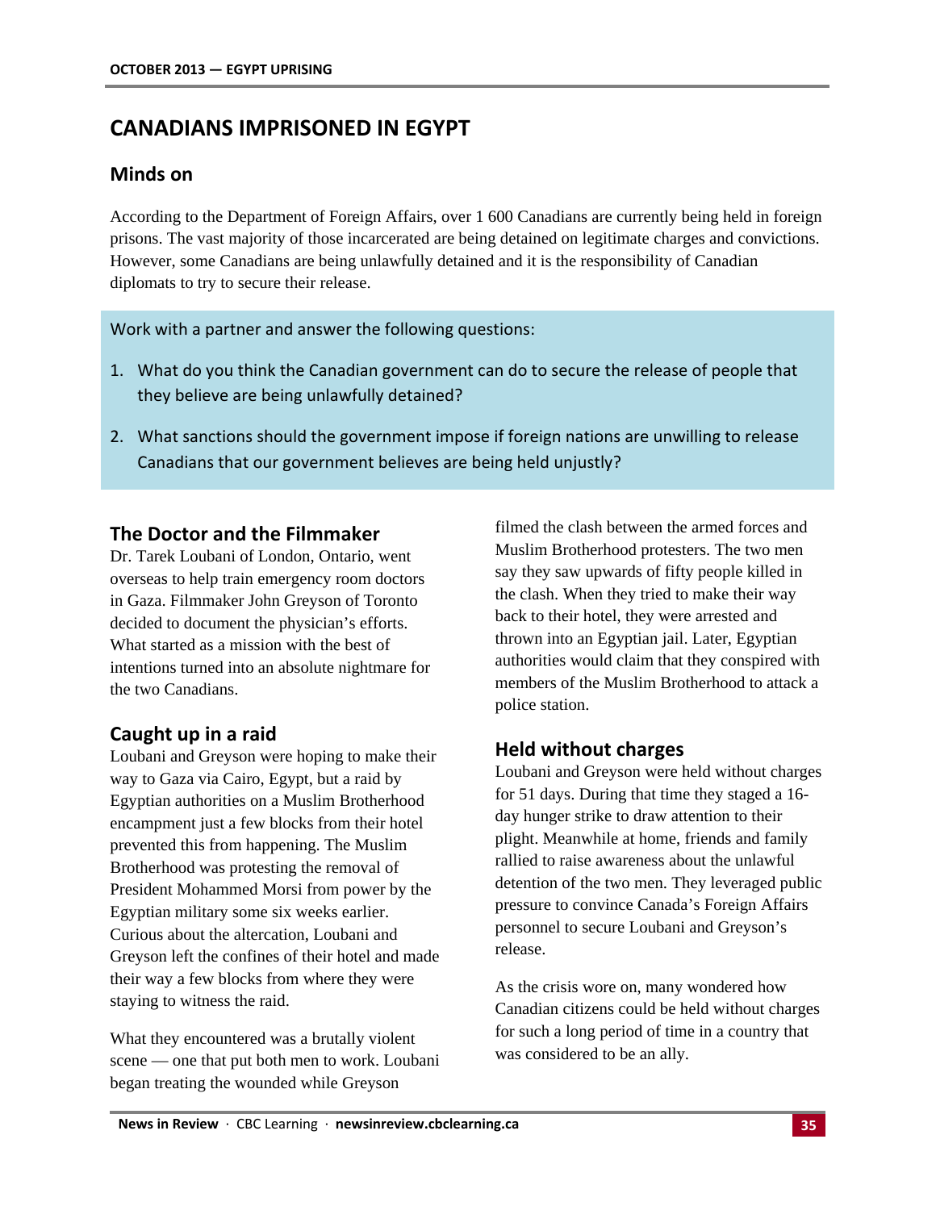# CANADIANS IMPRISONED IN EGYPT

## Minds on

According to the Department of Foreign Affairs, over 1 600 Canadians are currently being held in foreign prisons. The vast majority of those incarcerated are being detained on legitimate charges and convictions. However, some Canadians are being unlawfully detained and it is the responsibility of Canadian diplomats to try to secure their release.

Work with a partner and answer the following questions:

1. What do you think the Canadian government can do to secure the release of people that they believe are being unlawfully detained?
2. What sanctions should the government impose if foreign nations are unwilling to release Canadians that our government believes are being held unjustly?

### The Doctor and the Filmmaker

Dr. Tarek Loubani of London, Ontario, went overseas to help train emergency room doctors in Gaza. Filmmaker John Greyson of Toronto decided to document the physician's efforts. What started as a mission with the best of intentions turned into an absolute nightmare for the two Canadians.

### Caught up in a raid

Loubani and Greyson were hoping to make their way to Gaza via Cairo, Egypt, but a raid by Egyptian authorities on a Muslim Brotherhood encampment just a few blocks from their hotel prevented this from happening. The Muslim Brotherhood was protesting the removal of President Mohammed Morsi from power by the Egyptian military some six weeks earlier. Curious about the altercation, Loubani and Greyson left the confines of their hotel and made their way a few blocks from where they were staying to witness the raid.

What they encountered was a brutally violent scene — one that put both men to work. Loubani began treating the wounded while Greyson filmed the clash between the armed forces and Muslim Brotherhood protesters. The two men say they saw upwards of fifty people killed in the clash. When they tried to make their way back to their hotel, they were arrested and thrown into an Egyptian jail. Later, Egyptian authorities would claim that they conspired with members of the Muslim Brotherhood to attack a police station.

### Held without charges

Loubani and Greyson were held without charges for 51 days. During that time they staged a 16-day hunger strike to draw attention to their plight. Meanwhile at home, friends and family rallied to raise awareness about the unlawful detention of the two men. They leveraged public pressure to convince Canada's Foreign Affairs personnel to secure Loubani and Greyson's release.

As the crisis wore on, many wondered how Canadian citizens could be held without charges for such a long period of time in a country that was considered to be an ally.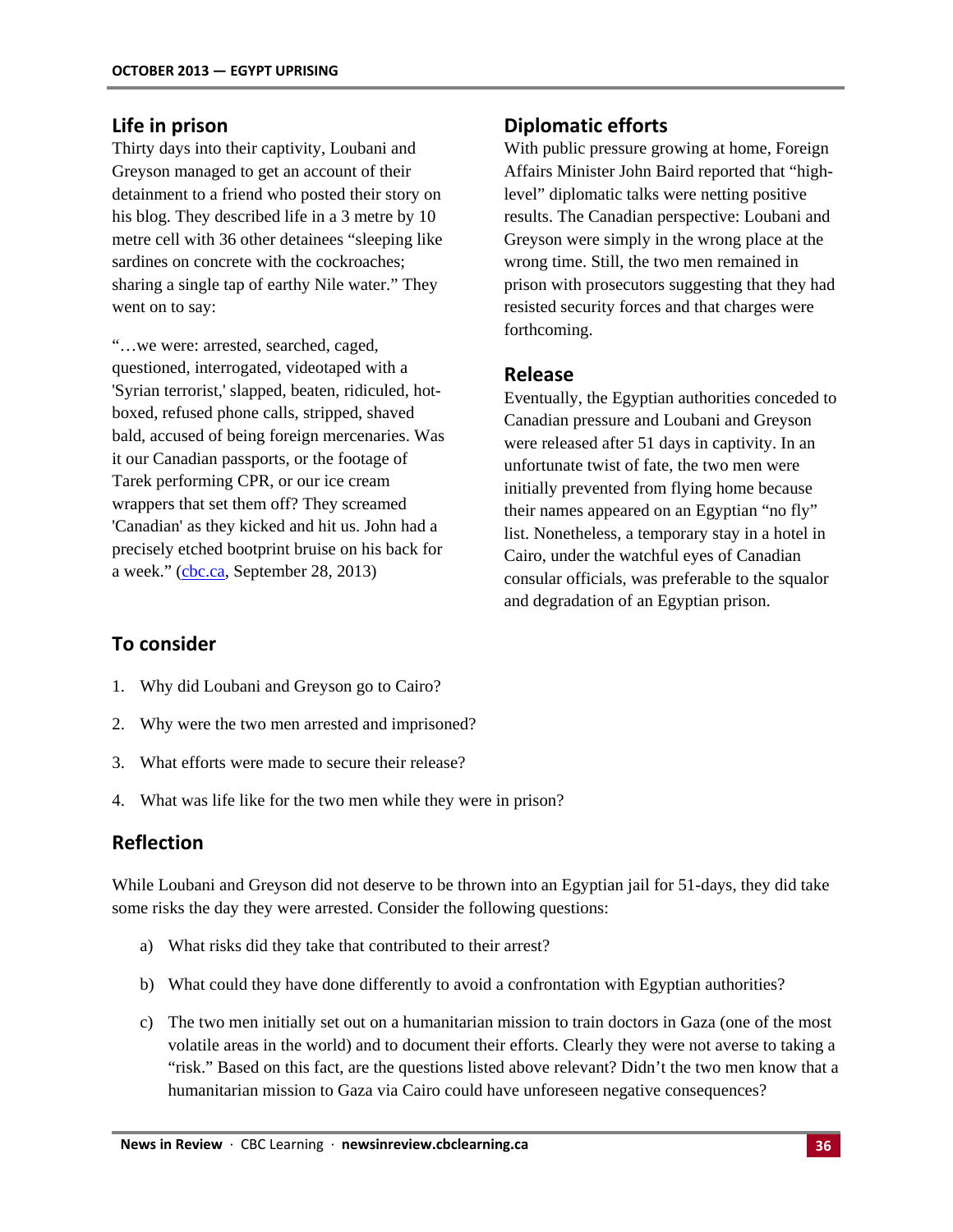## Life in prison

Thirty days into their captivity, Loubani and Greyson managed to get an account of their detainment to a friend who posted their story on his blog. They described life in a 3 metre by 10 metre cell with 36 other detainees "sleeping like sardines on concrete with the cockroaches; sharing a single tap of earthy Nile water." They went on to say:

"…we were: arrested, searched, caged, questioned, interrogated, videotaped with a 'Syrian terrorist,' slapped, beaten, ridiculed, hot-boxed, refused phone calls, stripped, shaved bald, accused of being foreign mercenaries. Was it our Canadian passports, or the footage of Tarek performing CPR, or our ice cream wrappers that set them off? They screamed 'Canadian' as they kicked and hit us. John had a precisely etched bootprint bruise on his back for a week." (cbc.ca, September 28, 2013)

## Diplomatic efforts

With public pressure growing at home, Foreign Affairs Minister John Baird reported that "high-level" diplomatic talks were netting positive results. The Canadian perspective: Loubani and Greyson were simply in the wrong place at the wrong time. Still, the two men remained in prison with prosecutors suggesting that they had resisted security forces and that charges were forthcoming.

## Release

Eventually, the Egyptian authorities conceded to Canadian pressure and Loubani and Greyson were released after 51 days in captivity. In an unfortunate twist of fate, the two men were initially prevented from flying home because their names appeared on an Egyptian "no fly" list. Nonetheless, a temporary stay in a hotel in Cairo, under the watchful eyes of Canadian consular officials, was preferable to the squalor and degradation of an Egyptian prison.

## To consider

1. Why did Loubani and Greyson go to Cairo?
2. Why were the two men arrested and imprisoned?
3. What efforts were made to secure their release?
4. What was life like for the two men while they were in prison?

## Reflection

While Loubani and Greyson did not deserve to be thrown into an Egyptian jail for 51-days, they did take some risks the day they were arrested. Consider the following questions:

a) What risks did they take that contributed to their arrest?

b) What could they have done differently to avoid a confrontation with Egyptian authorities?

c) The two men initially set out on a humanitarian mission to train doctors in Gaza (one of the most volatile areas in the world) and to document their efforts. Clearly they were not averse to taking a "risk." Based on this fact, are the questions listed above relevant? Didn't the two men know that a humanitarian mission to Gaza via Cairo could have unforeseen negative consequences?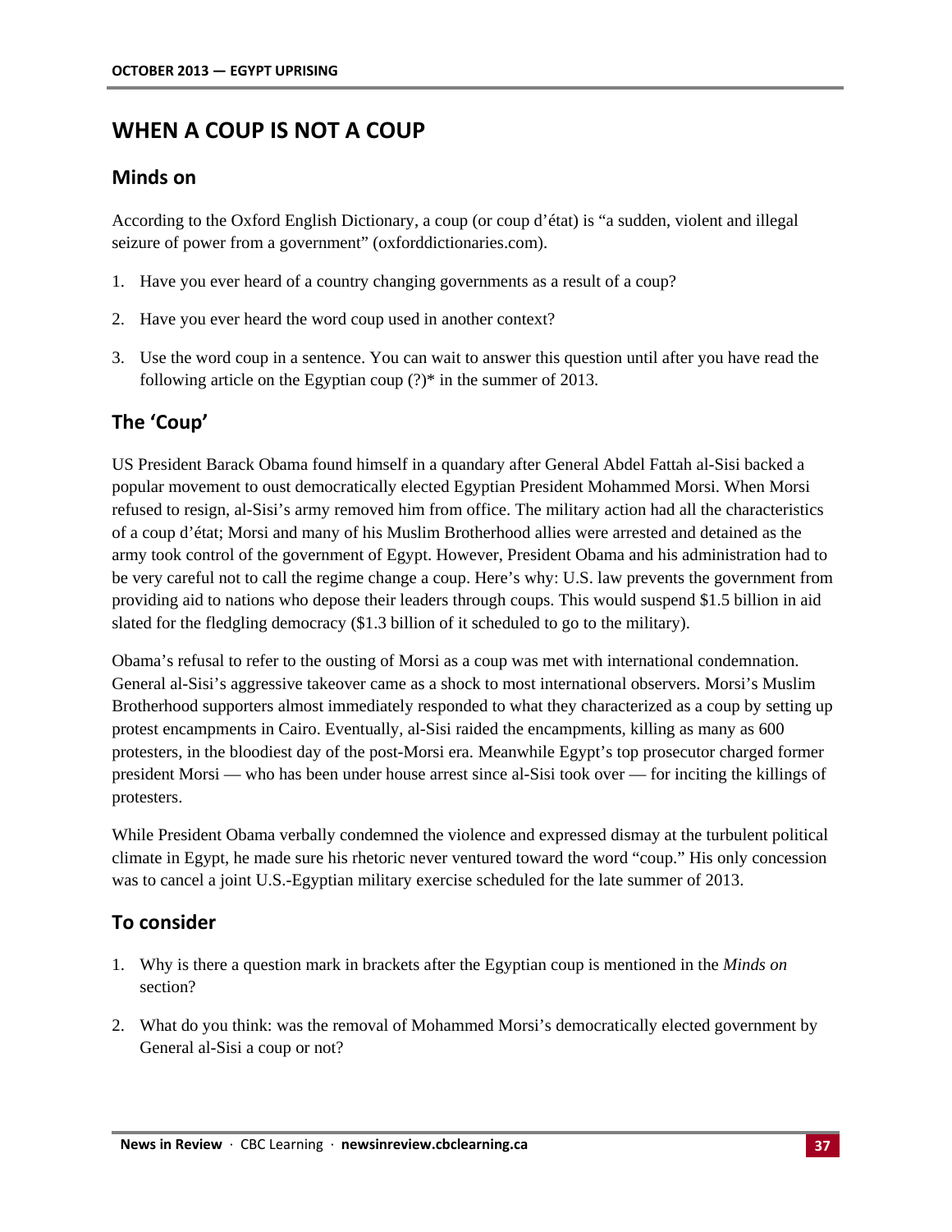# WHEN A COUP IS NOT A COUP

## Minds on

According to the Oxford English Dictionary, a coup (or coup d'état) is "a sudden, violent and illegal seizure of power from a government" (oxforddictionaries.com).

1. Have you ever heard of a country changing governments as a result of a coup?
2. Have you ever heard the word coup used in another context?
3. Use the word coup in a sentence. You can wait to answer this question until after you have read the following article on the Egyptian coup (?)* in the summer of 2013.

## The 'Coup'

US President Barack Obama found himself in a quandary after General Abdel Fattah al-Sisi backed a popular movement to oust democratically elected Egyptian President Mohammed Morsi. When Morsi refused to resign, al-Sisi's army removed him from office. The military action had all the characteristics of a coup d'état; Morsi and many of his Muslim Brotherhood allies were arrested and detained as the army took control of the government of Egypt. However, President Obama and his administration had to be very careful not to call the regime change a coup. Here's why: U.S. law prevents the government from providing aid to nations who depose their leaders through coups. This would suspend $1.5 billion in aid slated for the fledgling democracy ($1.3 billion of it scheduled to go to the military).

Obama's refusal to refer to the ousting of Morsi as a coup was met with international condemnation. General al-Sisi's aggressive takeover came as a shock to most international observers. Morsi's Muslim Brotherhood supporters almost immediately responded to what they characterized as a coup by setting up protest encampments in Cairo. Eventually, al-Sisi raided the encampments, killing as many as 600 protesters, in the bloodiest day of the post-Morsi era. Meanwhile Egypt's top prosecutor charged former president Morsi — who has been under house arrest since al-Sisi took over — for inciting the killings of protesters.

While President Obama verbally condemned the violence and expressed dismay at the turbulent political climate in Egypt, he made sure his rhetoric never ventured toward the word "coup." His only concession was to cancel a joint U.S.-Egyptian military exercise scheduled for the late summer of 2013.

## To consider

1. Why is there a question mark in brackets after the Egyptian coup is mentioned in the *Minds on* section?
2. What do you think: was the removal of Mohammed Morsi's democratically elected government by General al-Sisi a coup or not?